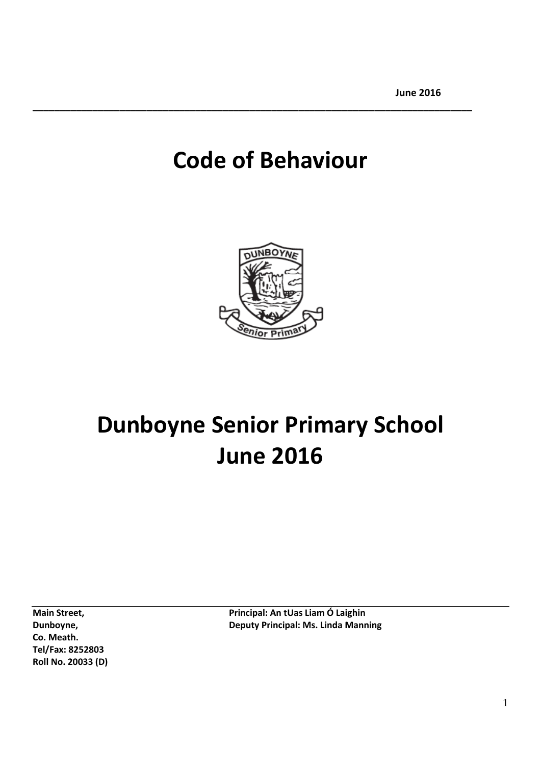**June 2016**

# Code of Behaviour

# Dunboyne Senior Primary School June 2016

**Main Street,**
**Dunboyne,**
**Co. Meath.**
**Tel/Fax: 8252803**
**Roll No. 20033 (D)**

**Principal: An tUas Liam Ó Laighin**
**Deputy Principal: Ms. Linda Manning**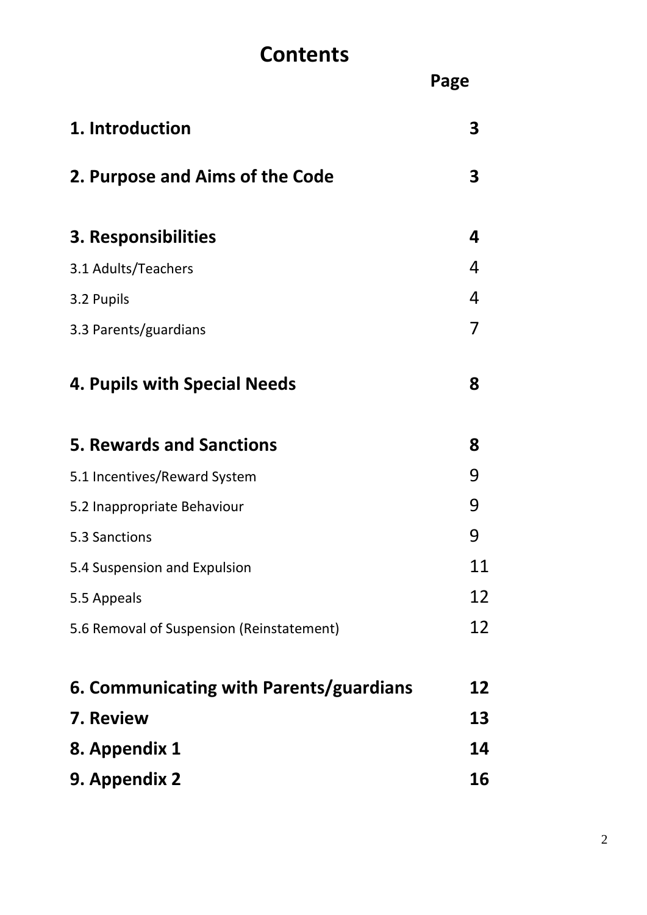# Contents

| | Page |
|---|---|
| **1. Introduction** | **3** |
| **2. Purpose and Aims of the Code** | **3** |
| **3. Responsibilities** | **4** |
| 3.1 Adults/Teachers | 4 |
| 3.2 Pupils | 4 |
| 3.3 Parents/guardians | 7 |
| **4. Pupils with Special Needs** | **8** |
| **5. Rewards and Sanctions** | **8** |
| 5.1 Incentives/Reward System | 9 |
| 5.2 Inappropriate Behaviour | 9 |
| 5.3 Sanctions | 9 |
| 5.4 Suspension and Expulsion | 11 |
| 5.5 Appeals | 12 |
| 5.6 Removal of Suspension (Reinstatement) | 12 |
| **6. Communicating with Parents/guardians** | **12** |
| **7. Review** | **13** |
| **8. Appendix 1** | **14** |
| **9. Appendix 2** | **16** |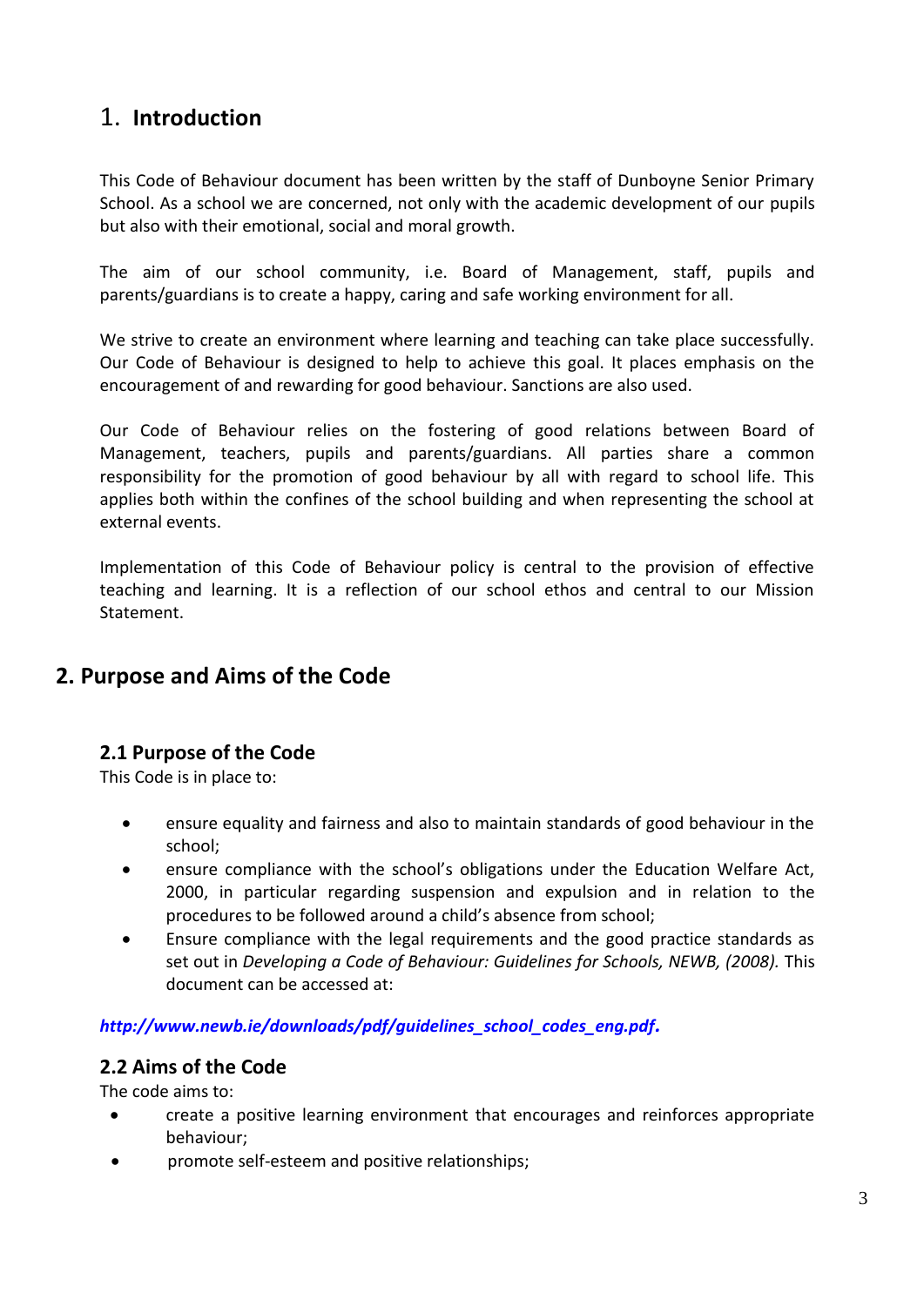# 1. Introduction

This Code of Behaviour document has been written by the staff of Dunboyne Senior Primary School. As a school we are concerned, not only with the academic development of our pupils but also with their emotional, social and moral growth.

The aim of our school community, i.e. Board of Management, staff, pupils and parents/guardians is to create a happy, caring and safe working environment for all.

We strive to create an environment where learning and teaching can take place successfully. Our Code of Behaviour is designed to help to achieve this goal. It places emphasis on the encouragement of and rewarding for good behaviour. Sanctions are also used.

Our Code of Behaviour relies on the fostering of good relations between Board of Management, teachers, pupils and parents/guardians. All parties share a common responsibility for the promotion of good behaviour by all with regard to school life. This applies both within the confines of the school building and when representing the school at external events.

Implementation of this Code of Behaviour policy is central to the provision of effective teaching and learning. It is a reflection of our school ethos and central to our Mission Statement.

# 2. Purpose and Aims of the Code

## 2.1 Purpose of the Code

This Code is in place to:

- ensure equality and fairness and also to maintain standards of good behaviour in the school;
- ensure compliance with the school's obligations under the Education Welfare Act, 2000, in particular regarding suspension and expulsion and in relation to the procedures to be followed around a child's absence from school;
- Ensure compliance with the legal requirements and the good practice standards as set out in *Developing a Code of Behaviour: Guidelines for Schools, NEWB, (2008).* This document can be accessed at:

***http://www.newb.ie/downloads/pdf/guidelines_school_codes_eng.pdf.***

## 2.2 Aims of the Code

The code aims to:

- create a positive learning environment that encourages and reinforces appropriate behaviour;
- promote self-esteem and positive relationships;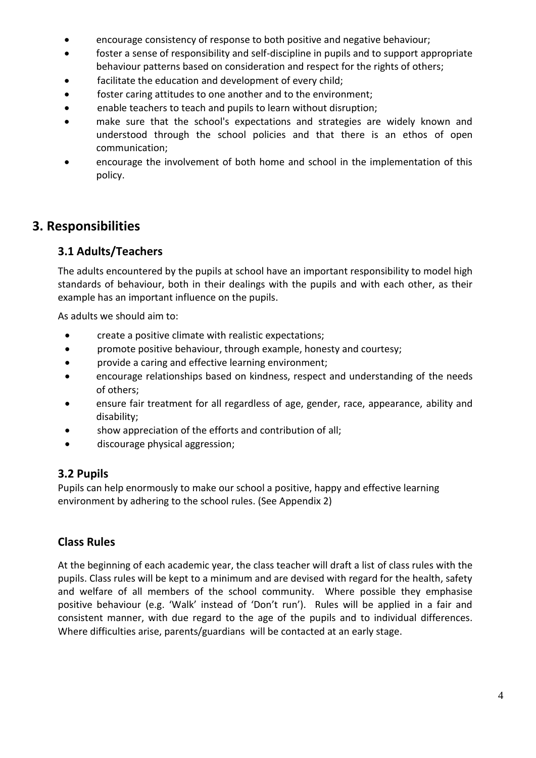- encourage consistency of response to both positive and negative behaviour;
- foster a sense of responsibility and self-discipline in pupils and to support appropriate behaviour patterns based on consideration and respect for the rights of others;
- facilitate the education and development of every child;
- foster caring attitudes to one another and to the environment;
- enable teachers to teach and pupils to learn without disruption;
- make sure that the school's expectations and strategies are widely known and understood through the school policies and that there is an ethos of open communication;
- encourage the involvement of both home and school in the implementation of this policy.

## 3. Responsibilities

### 3.1 Adults/Teachers

The adults encountered by the pupils at school have an important responsibility to model high standards of behaviour, both in their dealings with the pupils and with each other, as their example has an important influence on the pupils.

As adults we should aim to:

- create a positive climate with realistic expectations;
- promote positive behaviour, through example, honesty and courtesy;
- provide a caring and effective learning environment;
- encourage relationships based on kindness, respect and understanding of the needs of others;
- ensure fair treatment for all regardless of age, gender, race, appearance, ability and disability;
- show appreciation of the efforts and contribution of all;
- discourage physical aggression;

### 3.2 Pupils

Pupils can help enormously to make our school a positive, happy and effective learning environment by adhering to the school rules. (See Appendix 2)

### Class Rules

At the beginning of each academic year, the class teacher will draft a list of class rules with the pupils. Class rules will be kept to a minimum and are devised with regard for the health, safety and welfare of all members of the school community. Where possible they emphasise positive behaviour (e.g. 'Walk' instead of 'Don't run'). Rules will be applied in a fair and consistent manner, with due regard to the age of the pupils and to individual differences. Where difficulties arise, parents/guardians will be contacted at an early stage.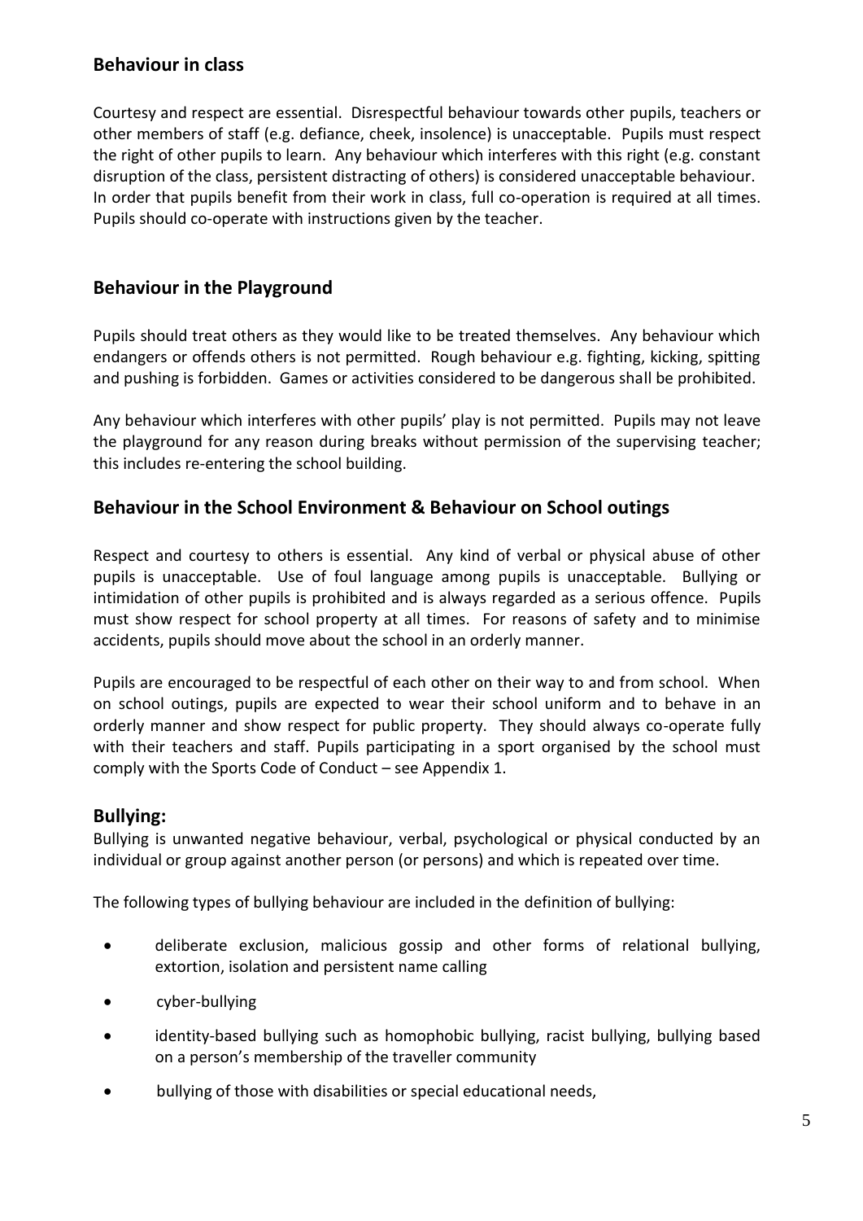## Behaviour in class

Courtesy and respect are essential. Disrespectful behaviour towards other pupils, teachers or other members of staff (e.g. defiance, cheek, insolence) is unacceptable. Pupils must respect the right of other pupils to learn. Any behaviour which interferes with this right (e.g. constant disruption of the class, persistent distracting of others) is considered unacceptable behaviour. In order that pupils benefit from their work in class, full co-operation is required at all times. Pupils should co-operate with instructions given by the teacher.

## Behaviour in the Playground

Pupils should treat others as they would like to be treated themselves. Any behaviour which endangers or offends others is not permitted. Rough behaviour e.g. fighting, kicking, spitting and pushing is forbidden. Games or activities considered to be dangerous shall be prohibited.

Any behaviour which interferes with other pupils' play is not permitted. Pupils may not leave the playground for any reason during breaks without permission of the supervising teacher; this includes re-entering the school building.

## Behaviour in the School Environment & Behaviour on School outings

Respect and courtesy to others is essential. Any kind of verbal or physical abuse of other pupils is unacceptable. Use of foul language among pupils is unacceptable. Bullying or intimidation of other pupils is prohibited and is always regarded as a serious offence. Pupils must show respect for school property at all times. For reasons of safety and to minimise accidents, pupils should move about the school in an orderly manner.

Pupils are encouraged to be respectful of each other on their way to and from school. When on school outings, pupils are expected to wear their school uniform and to behave in an orderly manner and show respect for public property. They should always co-operate fully with their teachers and staff. Pupils participating in a sport organised by the school must comply with the Sports Code of Conduct – see Appendix 1.

## Bullying:

Bullying is unwanted negative behaviour, verbal, psychological or physical conducted by an individual or group against another person (or persons) and which is repeated over time.

The following types of bullying behaviour are included in the definition of bullying:

- deliberate exclusion, malicious gossip and other forms of relational bullying, extortion, isolation and persistent name calling
- cyber-bullying
- identity-based bullying such as homophobic bullying, racist bullying, bullying based on a person's membership of the traveller community
- bullying of those with disabilities or special educational needs,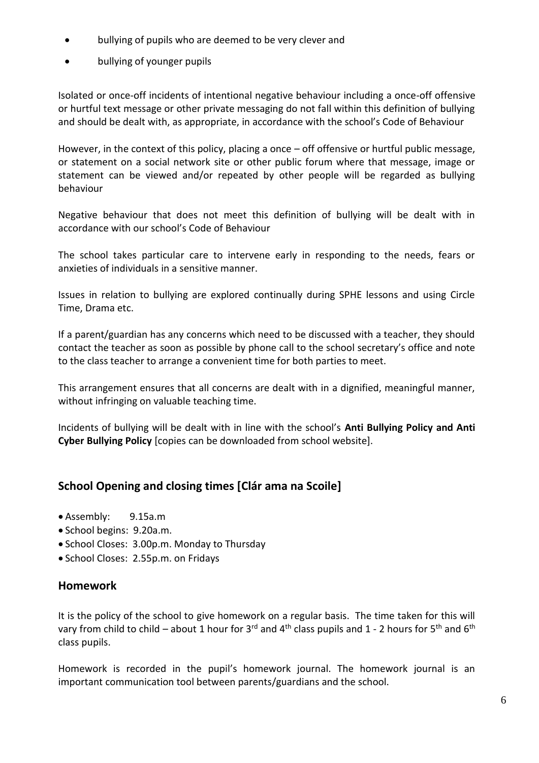- bullying of pupils who are deemed to be very clever and
- bullying of younger pupils

Isolated or once-off incidents of intentional negative behaviour including a once-off offensive or hurtful text message or other private messaging do not fall within this definition of bullying and should be dealt with, as appropriate, in accordance with the school's Code of Behaviour

However, in the context of this policy, placing a once – off offensive or hurtful public message, or statement on a social network site or other public forum where that message, image or statement can be viewed and/or repeated by other people will be regarded as bullying behaviour

Negative behaviour that does not meet this definition of bullying will be dealt with in accordance with our school's Code of Behaviour

The school takes particular care to intervene early in responding to the needs, fears or anxieties of individuals in a sensitive manner.

Issues in relation to bullying are explored continually during SPHE lessons and using Circle Time, Drama etc.

If a parent/guardian has any concerns which need to be discussed with a teacher, they should contact the teacher as soon as possible by phone call to the school secretary's office and note to the class teacher to arrange a convenient time for both parties to meet.

This arrangement ensures that all concerns are dealt with in a dignified, meaningful manner, without infringing on valuable teaching time.

Incidents of bullying will be dealt with in line with the school's **Anti Bullying Policy and Anti Cyber Bullying Policy** [copies can be downloaded from school website].

## School Opening and closing times [Clár ama na Scoile]

- Assembly: 9.15a.m
- School begins: 9.20a.m.
- School Closes: 3.00p.m. Monday to Thursday
- School Closes: 2.55p.m. on Fridays

## Homework

It is the policy of the school to give homework on a regular basis. The time taken for this will vary from child to child – about 1 hour for 3rd and 4th class pupils and 1 - 2 hours for 5th and 6th class pupils.

Homework is recorded in the pupil's homework journal. The homework journal is an important communication tool between parents/guardians and the school.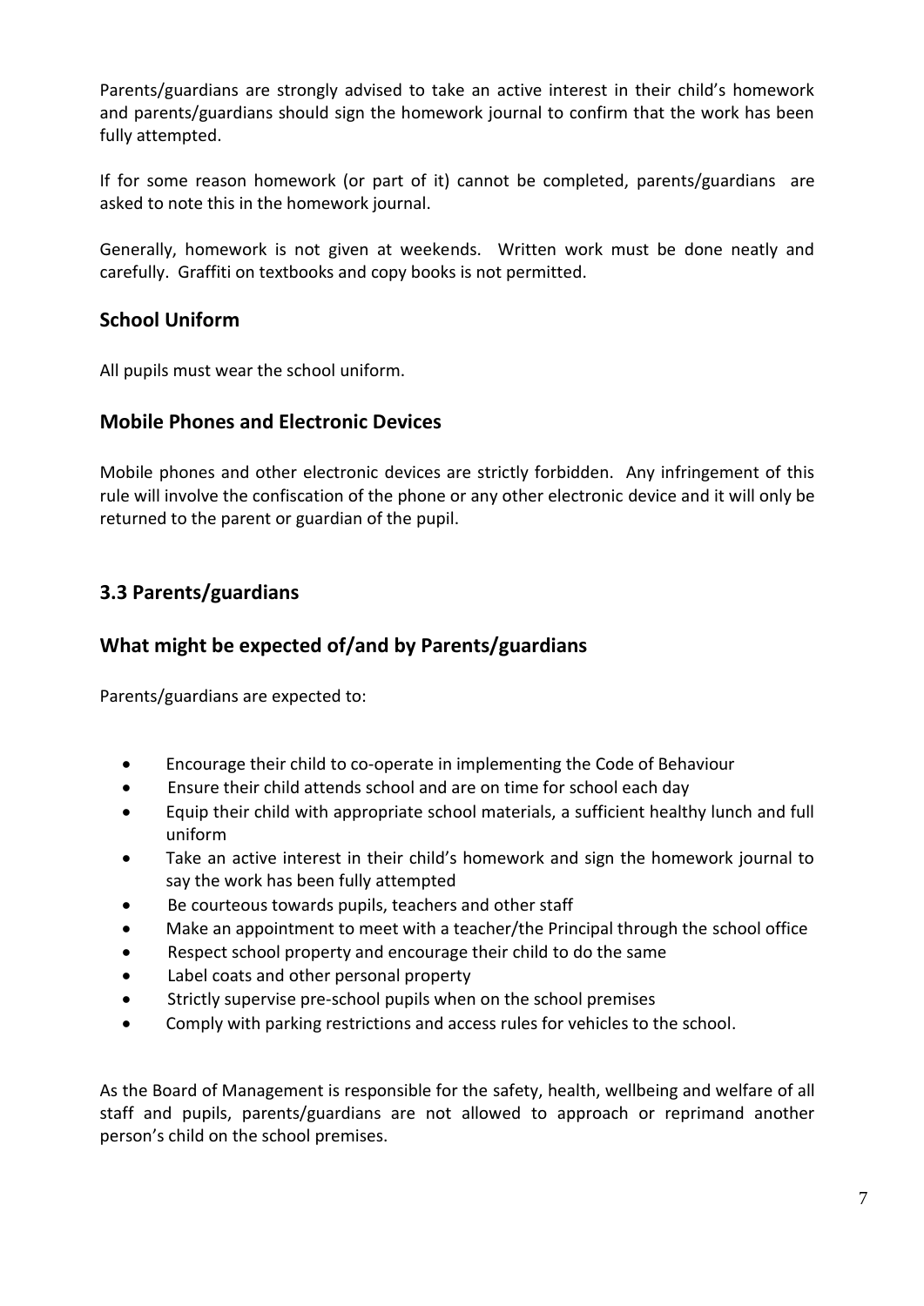Parents/guardians are strongly advised to take an active interest in their child's homework and parents/guardians should sign the homework journal to confirm that the work has been fully attempted.

If for some reason homework (or part of it) cannot be completed, parents/guardians are asked to note this in the homework journal.

Generally, homework is not given at weekends. Written work must be done neatly and carefully. Graffiti on textbooks and copy books is not permitted.

### School Uniform

All pupils must wear the school uniform.

### Mobile Phones and Electronic Devices

Mobile phones and other electronic devices are strictly forbidden. Any infringement of this rule will involve the confiscation of the phone or any other electronic device and it will only be returned to the parent or guardian of the pupil.

## 3.3 Parents/guardians

### What might be expected of/and by Parents/guardians

Parents/guardians are expected to:

- Encourage their child to co-operate in implementing the Code of Behaviour
- Ensure their child attends school and are on time for school each day
- Equip their child with appropriate school materials, a sufficient healthy lunch and full uniform
- Take an active interest in their child's homework and sign the homework journal to say the work has been fully attempted
- Be courteous towards pupils, teachers and other staff
- Make an appointment to meet with a teacher/the Principal through the school office
- Respect school property and encourage their child to do the same
- Label coats and other personal property
- Strictly supervise pre-school pupils when on the school premises
- Comply with parking restrictions and access rules for vehicles to the school.

As the Board of Management is responsible for the safety, health, wellbeing and welfare of all staff and pupils, parents/guardians are not allowed to approach or reprimand another person's child on the school premises.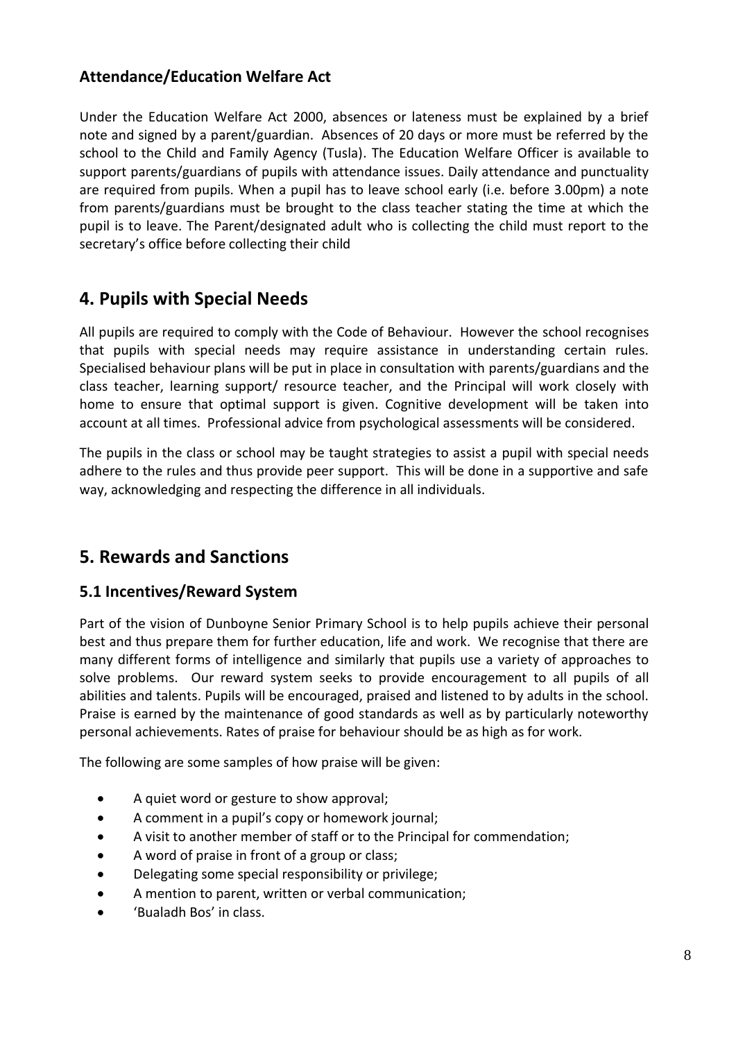### Attendance/Education Welfare Act

Under the Education Welfare Act 2000, absences or lateness must be explained by a brief note and signed by a parent/guardian. Absences of 20 days or more must be referred by the school to the Child and Family Agency (Tusla). The Education Welfare Officer is available to support parents/guardians of pupils with attendance issues. Daily attendance and punctuality are required from pupils. When a pupil has to leave school early (i.e. before 3.00pm) a note from parents/guardians must be brought to the class teacher stating the time at which the pupil is to leave. The Parent/designated adult who is collecting the child must report to the secretary's office before collecting their child

## 4. Pupils with Special Needs

All pupils are required to comply with the Code of Behaviour. However the school recognises that pupils with special needs may require assistance in understanding certain rules. Specialised behaviour plans will be put in place in consultation with parents/guardians and the class teacher, learning support/ resource teacher, and the Principal will work closely with home to ensure that optimal support is given. Cognitive development will be taken into account at all times. Professional advice from psychological assessments will be considered.

The pupils in the class or school may be taught strategies to assist a pupil with special needs adhere to the rules and thus provide peer support. This will be done in a supportive and safe way, acknowledging and respecting the difference in all individuals.

## 5. Rewards and Sanctions

### 5.1 Incentives/Reward System

Part of the vision of Dunboyne Senior Primary School is to help pupils achieve their personal best and thus prepare them for further education, life and work. We recognise that there are many different forms of intelligence and similarly that pupils use a variety of approaches to solve problems. Our reward system seeks to provide encouragement to all pupils of all abilities and talents. Pupils will be encouraged, praised and listened to by adults in the school. Praise is earned by the maintenance of good standards as well as by particularly noteworthy personal achievements. Rates of praise for behaviour should be as high as for work.

The following are some samples of how praise will be given:

- A quiet word or gesture to show approval;
- A comment in a pupil's copy or homework journal;
- A visit to another member of staff or to the Principal for commendation;
- A word of praise in front of a group or class;
- Delegating some special responsibility or privilege;
- A mention to parent, written or verbal communication;
- 'Bualadh Bos' in class.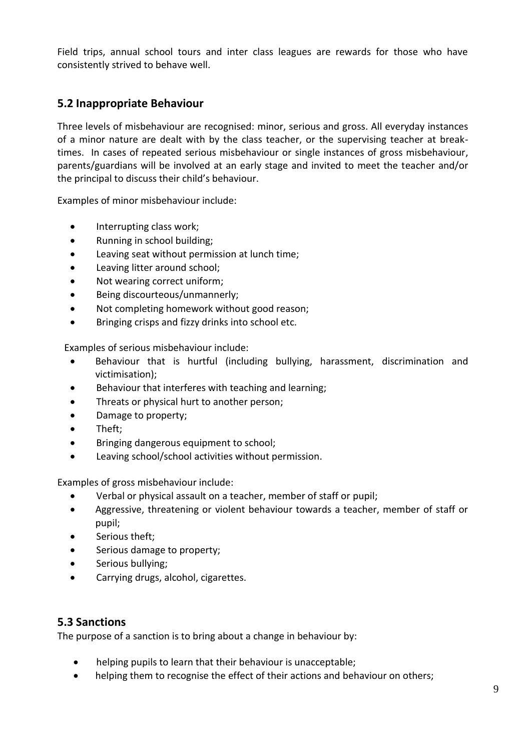Field trips, annual school tours and inter class leagues are rewards for those who have consistently strived to behave well.

## 5.2 Inappropriate Behaviour

Three levels of misbehaviour are recognised: minor, serious and gross. All everyday instances of a minor nature are dealt with by the class teacher, or the supervising teacher at break-times. In cases of repeated serious misbehaviour or single instances of gross misbehaviour, parents/guardians will be involved at an early stage and invited to meet the teacher and/or the principal to discuss their child's behaviour.

Examples of minor misbehaviour include:

- Interrupting class work;
- Running in school building;
- Leaving seat without permission at lunch time;
- Leaving litter around school;
- Not wearing correct uniform;
- Being discourteous/unmannerly;
- Not completing homework without good reason;
- Bringing crisps and fizzy drinks into school etc.

Examples of serious misbehaviour include:

- Behaviour that is hurtful (including bullying, harassment, discrimination and victimisation);
- Behaviour that interferes with teaching and learning;
- Threats or physical hurt to another person;
- Damage to property;
- Theft;
- Bringing dangerous equipment to school;
- Leaving school/school activities without permission.

Examples of gross misbehaviour include:

- Verbal or physical assault on a teacher, member of staff or pupil;
- Aggressive, threatening or violent behaviour towards a teacher, member of staff or pupil;
- Serious theft;
- Serious damage to property;
- Serious bullying;
- Carrying drugs, alcohol, cigarettes.

## 5.3 Sanctions

The purpose of a sanction is to bring about a change in behaviour by:

- helping pupils to learn that their behaviour is unacceptable;
- helping them to recognise the effect of their actions and behaviour on others;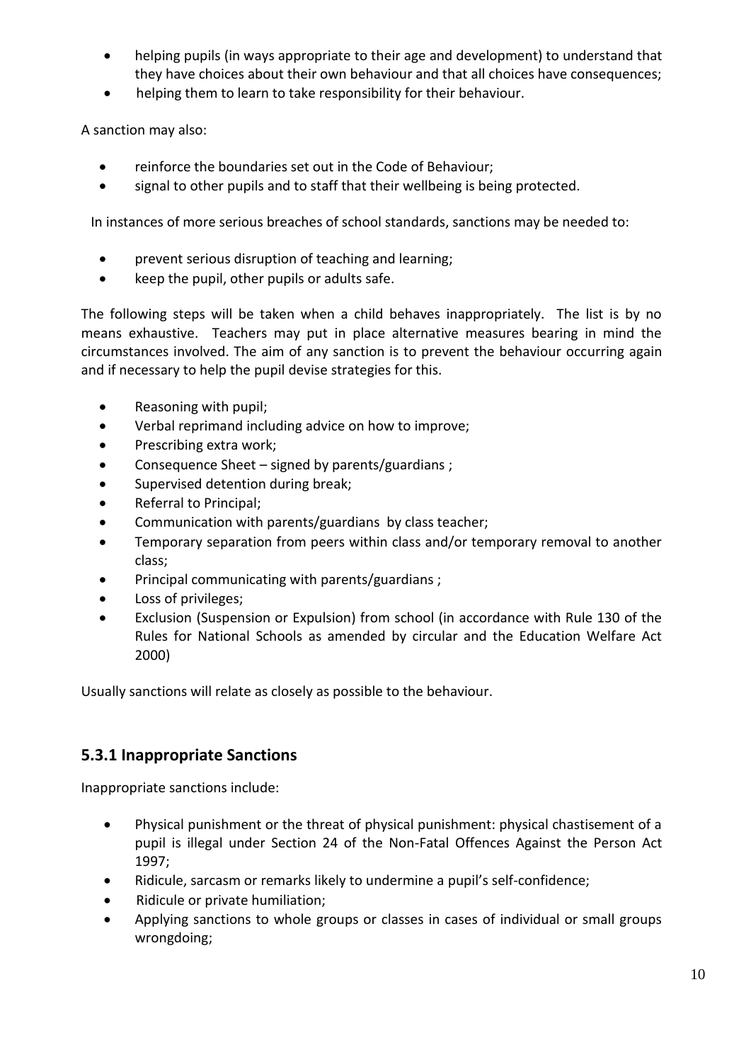- helping pupils (in ways appropriate to their age and development) to understand that they have choices about their own behaviour and that all choices have consequences;
- helping them to learn to take responsibility for their behaviour.

A sanction may also:

- reinforce the boundaries set out in the Code of Behaviour;
- signal to other pupils and to staff that their wellbeing is being protected.

In instances of more serious breaches of school standards, sanctions may be needed to:

- prevent serious disruption of teaching and learning;
- keep the pupil, other pupils or adults safe.

The following steps will be taken when a child behaves inappropriately. The list is by no means exhaustive. Teachers may put in place alternative measures bearing in mind the circumstances involved. The aim of any sanction is to prevent the behaviour occurring again and if necessary to help the pupil devise strategies for this.

- Reasoning with pupil;
- Verbal reprimand including advice on how to improve;
- Prescribing extra work;
- Consequence Sheet – signed by parents/guardians ;
- Supervised detention during break;
- Referral to Principal;
- Communication with parents/guardians by class teacher;
- Temporary separation from peers within class and/or temporary removal to another class;
- Principal communicating with parents/guardians ;
- Loss of privileges;
- Exclusion (Suspension or Expulsion) from school (in accordance with Rule 130 of the Rules for National Schools as amended by circular and the Education Welfare Act 2000)

Usually sanctions will relate as closely as possible to the behaviour.

## 5.3.1 Inappropriate Sanctions

Inappropriate sanctions include:

- Physical punishment or the threat of physical punishment: physical chastisement of a pupil is illegal under Section 24 of the Non-Fatal Offences Against the Person Act 1997;
- Ridicule, sarcasm or remarks likely to undermine a pupil's self-confidence;
- Ridicule or private humiliation;
- Applying sanctions to whole groups or classes in cases of individual or small groups wrongdoing;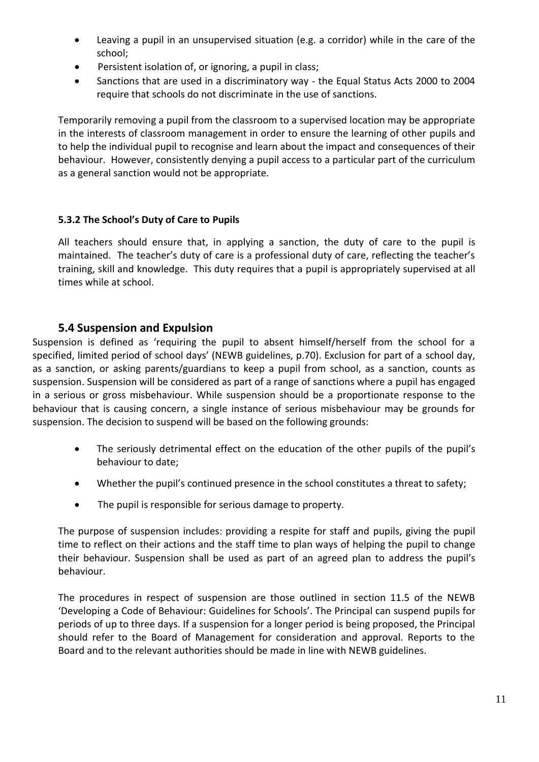- Leaving a pupil in an unsupervised situation (e.g. a corridor) while in the care of the school;
- Persistent isolation of, or ignoring, a pupil in class;
- Sanctions that are used in a discriminatory way - the Equal Status Acts 2000 to 2004 require that schools do not discriminate in the use of sanctions.

Temporarily removing a pupil from the classroom to a supervised location may be appropriate in the interests of classroom management in order to ensure the learning of other pupils and to help the individual pupil to recognise and learn about the impact and consequences of their behaviour. However, consistently denying a pupil access to a particular part of the curriculum as a general sanction would not be appropriate.

#### 5.3.2 The School's Duty of Care to Pupils

All teachers should ensure that, in applying a sanction, the duty of care to the pupil is maintained. The teacher's duty of care is a professional duty of care, reflecting the teacher's training, skill and knowledge. This duty requires that a pupil is appropriately supervised at all times while at school.

### 5.4 Suspension and Expulsion

Suspension is defined as 'requiring the pupil to absent himself/herself from the school for a specified, limited period of school days' (NEWB guidelines, p.70). Exclusion for part of a school day, as a sanction, or asking parents/guardians to keep a pupil from school, as a sanction, counts as suspension. Suspension will be considered as part of a range of sanctions where a pupil has engaged in a serious or gross misbehaviour. While suspension should be a proportionate response to the behaviour that is causing concern, a single instance of serious misbehaviour may be grounds for suspension. The decision to suspend will be based on the following grounds:

- The seriously detrimental effect on the education of the other pupils of the pupil's behaviour to date;
- Whether the pupil's continued presence in the school constitutes a threat to safety;
- The pupil is responsible for serious damage to property.

The purpose of suspension includes: providing a respite for staff and pupils, giving the pupil time to reflect on their actions and the staff time to plan ways of helping the pupil to change their behaviour. Suspension shall be used as part of an agreed plan to address the pupil's behaviour.

The procedures in respect of suspension are those outlined in section 11.5 of the NEWB 'Developing a Code of Behaviour: Guidelines for Schools'. The Principal can suspend pupils for periods of up to three days. If a suspension for a longer period is being proposed, the Principal should refer to the Board of Management for consideration and approval. Reports to the Board and to the relevant authorities should be made in line with NEWB guidelines.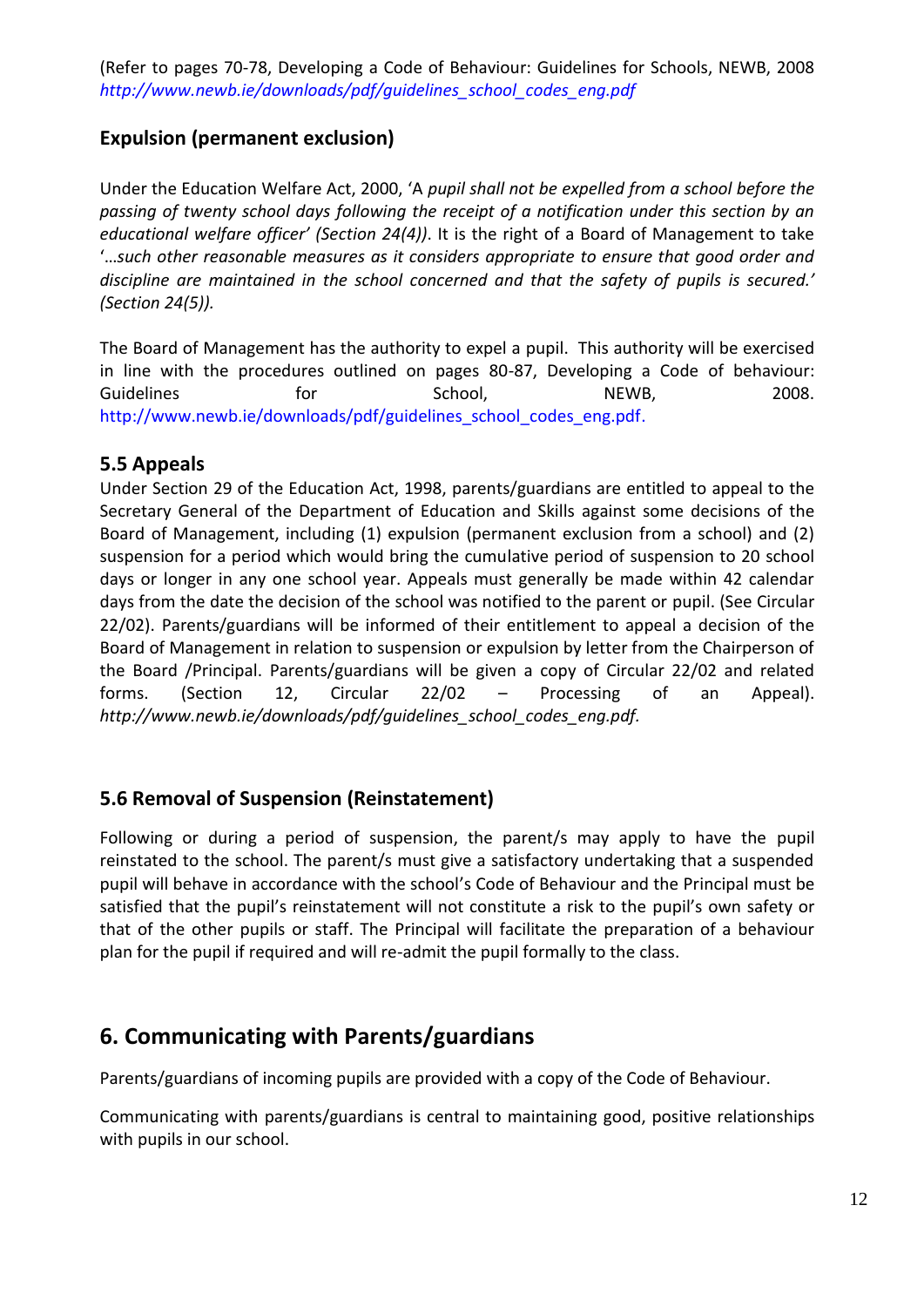(Refer to pages 70-78, Developing a Code of Behaviour: Guidelines for Schools, NEWB, 2008 *http://www.newb.ie/downloads/pdf/guidelines_school_codes_eng.pdf*

### Expulsion (permanent exclusion)

Under the Education Welfare Act, 2000, 'A *pupil shall not be expelled from a school before the passing of twenty school days following the receipt of a notification under this section by an educational welfare officer' (Section 24(4))*. It is the right of a Board of Management to take '*…such other reasonable measures as it considers appropriate to ensure that good order and discipline are maintained in the school concerned and that the safety of pupils is secured.' (Section 24(5)).*

The Board of Management has the authority to expel a pupil. This authority will be exercised in line with the procedures outlined on pages 80-87, Developing a Code of behaviour: Guidelines for School, NEWB, 2008. http://www.newb.ie/downloads/pdf/guidelines_school_codes_eng.pdf.

### 5.5 Appeals

Under Section 29 of the Education Act, 1998, parents/guardians are entitled to appeal to the Secretary General of the Department of Education and Skills against some decisions of the Board of Management, including (1) expulsion (permanent exclusion from a school) and (2) suspension for a period which would bring the cumulative period of suspension to 20 school days or longer in any one school year. Appeals must generally be made within 42 calendar days from the date the decision of the school was notified to the parent or pupil. (See Circular 22/02). Parents/guardians will be informed of their entitlement to appeal a decision of the Board of Management in relation to suspension or expulsion by letter from the Chairperson of the Board /Principal. Parents/guardians will be given a copy of Circular 22/02 and related forms. (Section 12, Circular 22/02 – Processing of an Appeal). *http://www.newb.ie/downloads/pdf/guidelines_school_codes_eng.pdf.*

### 5.6 Removal of Suspension (Reinstatement)

Following or during a period of suspension, the parent/s may apply to have the pupil reinstated to the school. The parent/s must give a satisfactory undertaking that a suspended pupil will behave in accordance with the school's Code of Behaviour and the Principal must be satisfied that the pupil's reinstatement will not constitute a risk to the pupil's own safety or that of the other pupils or staff. The Principal will facilitate the preparation of a behaviour plan for the pupil if required and will re-admit the pupil formally to the class.

## 6. Communicating with Parents/guardians

Parents/guardians of incoming pupils are provided with a copy of the Code of Behaviour.

Communicating with parents/guardians is central to maintaining good, positive relationships with pupils in our school.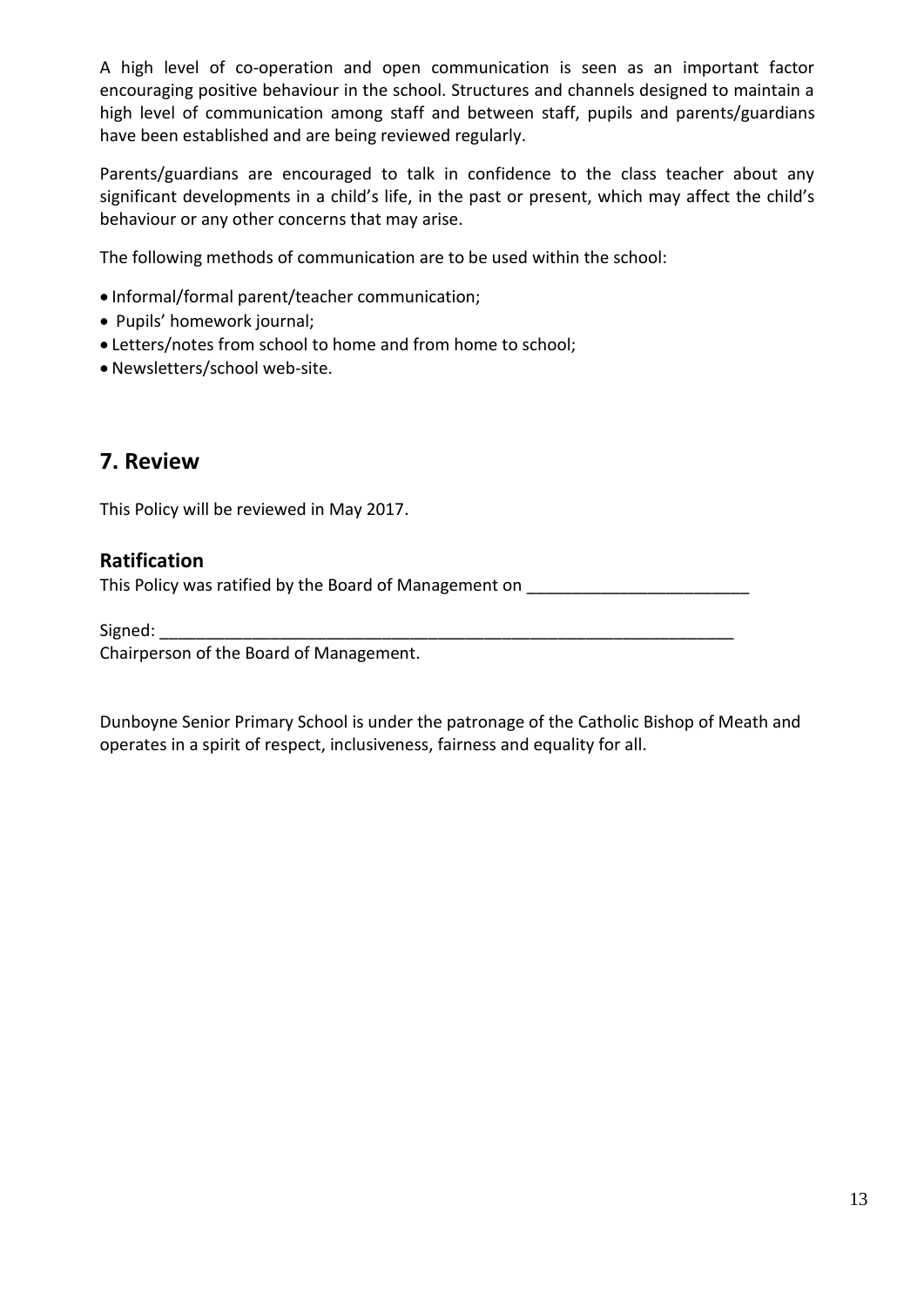A high level of co-operation and open communication is seen as an important factor encouraging positive behaviour in the school. Structures and channels designed to maintain a high level of communication among staff and between staff, pupils and parents/guardians have been established and are being reviewed regularly.

Parents/guardians are encouraged to talk in confidence to the class teacher about any significant developments in a child's life, in the past or present, which may affect the child's behaviour or any other concerns that may arise.

The following methods of communication are to be used within the school:

- Informal/formal parent/teacher communication;
- Pupils' homework journal;
- Letters/notes from school to home and from home to school;
- Newsletters/school web-site.

## 7. Review

This Policy will be reviewed in May 2017.

### Ratification

This Policy was ratified by the Board of Management on ________________________

Signed: _________________________________________________________________
Chairperson of the Board of Management.

Dunboyne Senior Primary School is under the patronage of the Catholic Bishop of Meath and operates in a spirit of respect, inclusiveness, fairness and equality for all.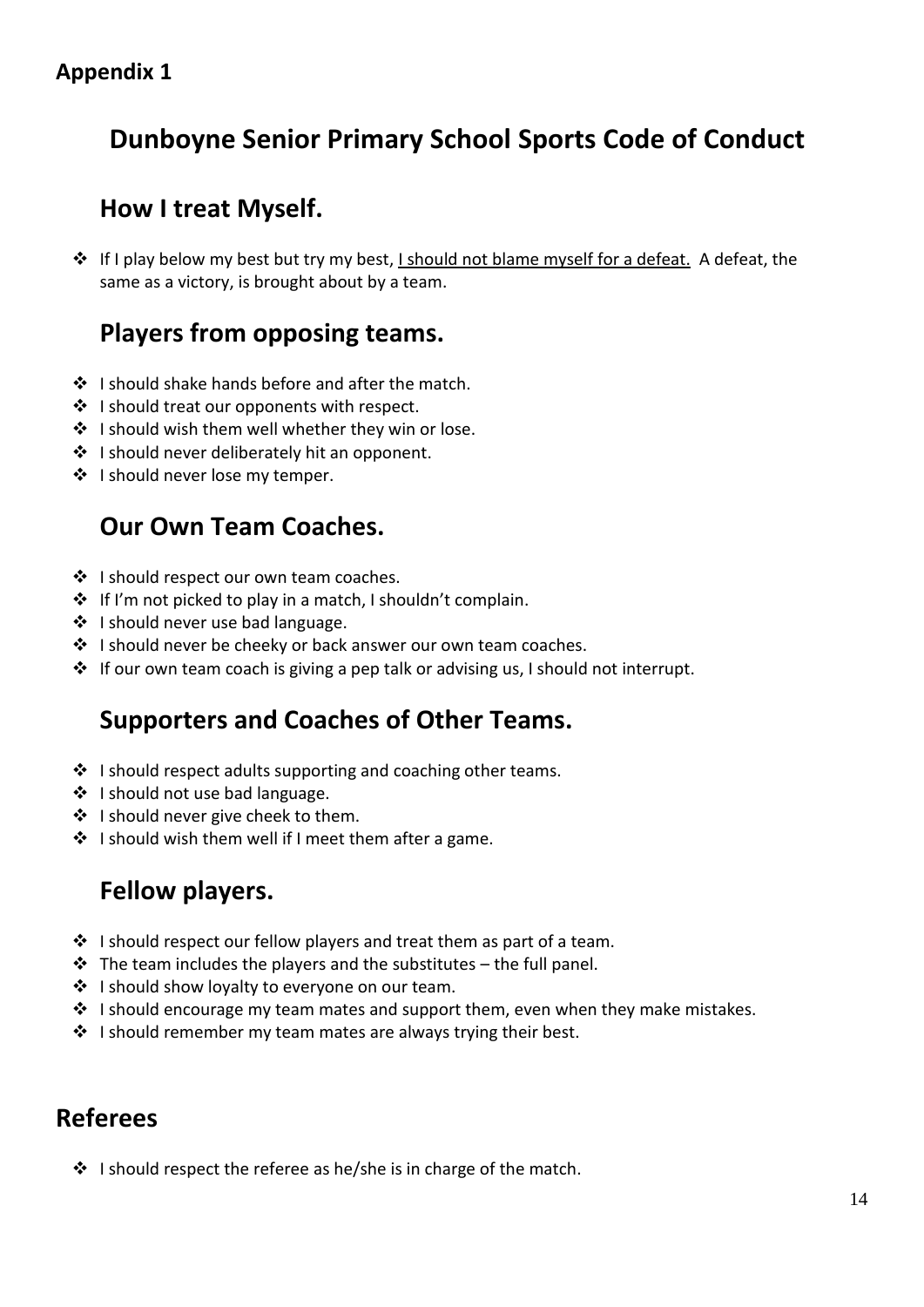**Appendix 1**

# Dunboyne Senior Primary School Sports Code of Conduct

## How I treat Myself.

- If I play below my best but try my best, <u>I should not blame myself for a defeat.</u> A defeat, the same as a victory, is brought about by a team.

## Players from opposing teams.

- I should shake hands before and after the match.
- I should treat our opponents with respect.
- I should wish them well whether they win or lose.
- I should never deliberately hit an opponent.
- I should never lose my temper.

## Our Own Team Coaches.

- I should respect our own team coaches.
- If I'm not picked to play in a match, I shouldn't complain.
- I should never use bad language.
- I should never be cheeky or back answer our own team coaches.
- If our own team coach is giving a pep talk or advising us, I should not interrupt.

## Supporters and Coaches of Other Teams.

- I should respect adults supporting and coaching other teams.
- I should not use bad language.
- I should never give cheek to them.
- I should wish them well if I meet them after a game.

## Fellow players.

- I should respect our fellow players and treat them as part of a team.
- The team includes the players and the substitutes – the full panel.
- I should show loyalty to everyone on our team.
- I should encourage my team mates and support them, even when they make mistakes.
- I should remember my team mates are always trying their best.

## Referees

- I should respect the referee as he/she is in charge of the match.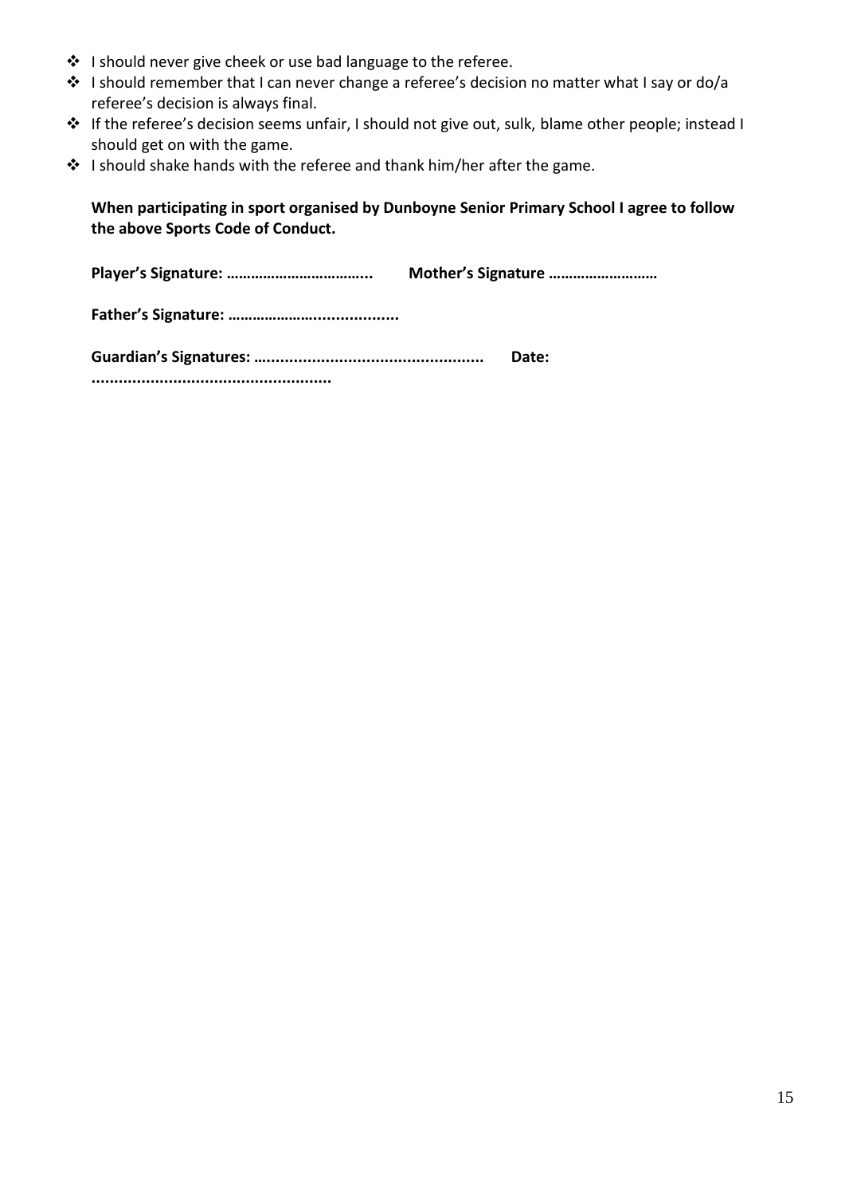- I should never give cheek or use bad language to the referee.
- I should remember that I can never change a referee's decision no matter what I say or do/a referee's decision is always final.
- If the referee's decision seems unfair, I should not give out, sulk, blame other people; instead I should get on with the game.
- I should shake hands with the referee and thank him/her after the game.

**When participating in sport organised by Dunboyne Senior Primary School I agree to follow the above Sports Code of Conduct.**

**Player's Signature: ……………………………..** **Mother's Signature ………………………**

**Father's Signature: …………………..................**

**Guardian's Signatures: …...............................................** **Date: ....................................................**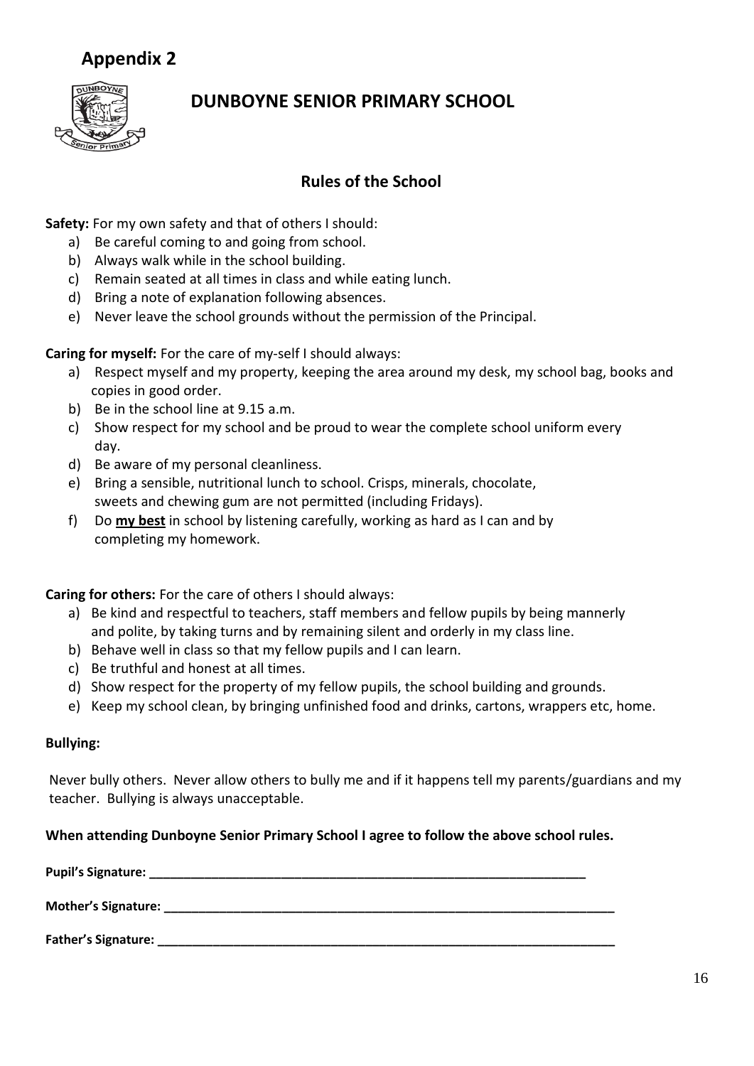## Appendix 2

# DUNBOYNE SENIOR PRIMARY SCHOOL

### Rules of the School

**Safety:** For my own safety and that of others I should:

a) Be careful coming to and going from school.
b) Always walk while in the school building.
c) Remain seated at all times in class and while eating lunch.
d) Bring a note of explanation following absences.
e) Never leave the school grounds without the permission of the Principal.

**Caring for myself:** For the care of my-self I should always:

a) Respect myself and my property, keeping the area around my desk, my school bag, books and copies in good order.
b) Be in the school line at 9.15 a.m.
c) Show respect for my school and be proud to wear the complete school uniform every day.
d) Be aware of my personal cleanliness.
e) Bring a sensible, nutritional lunch to school. Crisps, minerals, chocolate, sweets and chewing gum are not permitted (including Fridays).
f) Do **my best** in school by listening carefully, working as hard as I can and by completing my homework.

**Caring for others:** For the care of others I should always:

a) Be kind and respectful to teachers, staff members and fellow pupils by being mannerly and polite, by taking turns and by remaining silent and orderly in my class line.
b) Behave well in class so that my fellow pupils and I can learn.
c) Be truthful and honest at all times.
d) Show respect for the property of my fellow pupils, the school building and grounds.
e) Keep my school clean, by bringing unfinished food and drinks, cartons, wrappers etc, home.

**Bullying:**

Never bully others. Never allow others to bully me and if it happens tell my parents/guardians and my teacher. Bullying is always unacceptable.

**When attending Dunboyne Senior Primary School I agree to follow the above school rules.**

**Pupil's Signature:** ________________________________________________

**Mother's Signature:** ________________________________________________

**Father's Signature:** ________________________________________________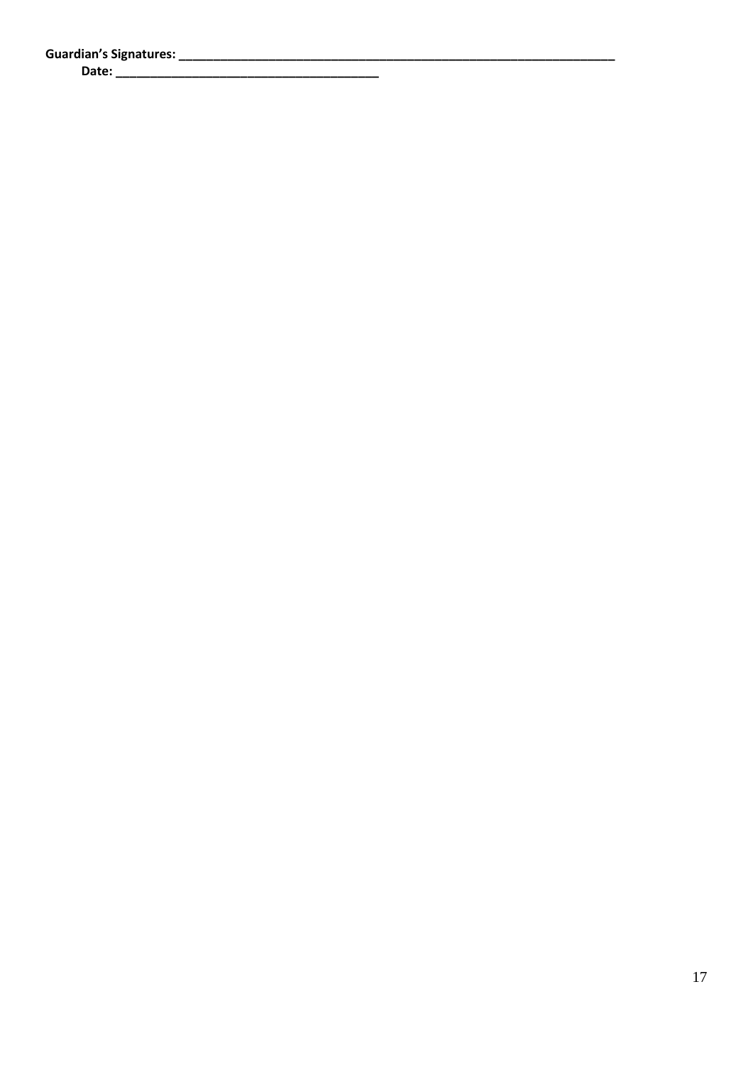**Guardian's Signatures: ________________________________________________________________**

**Date: _______________________________________**